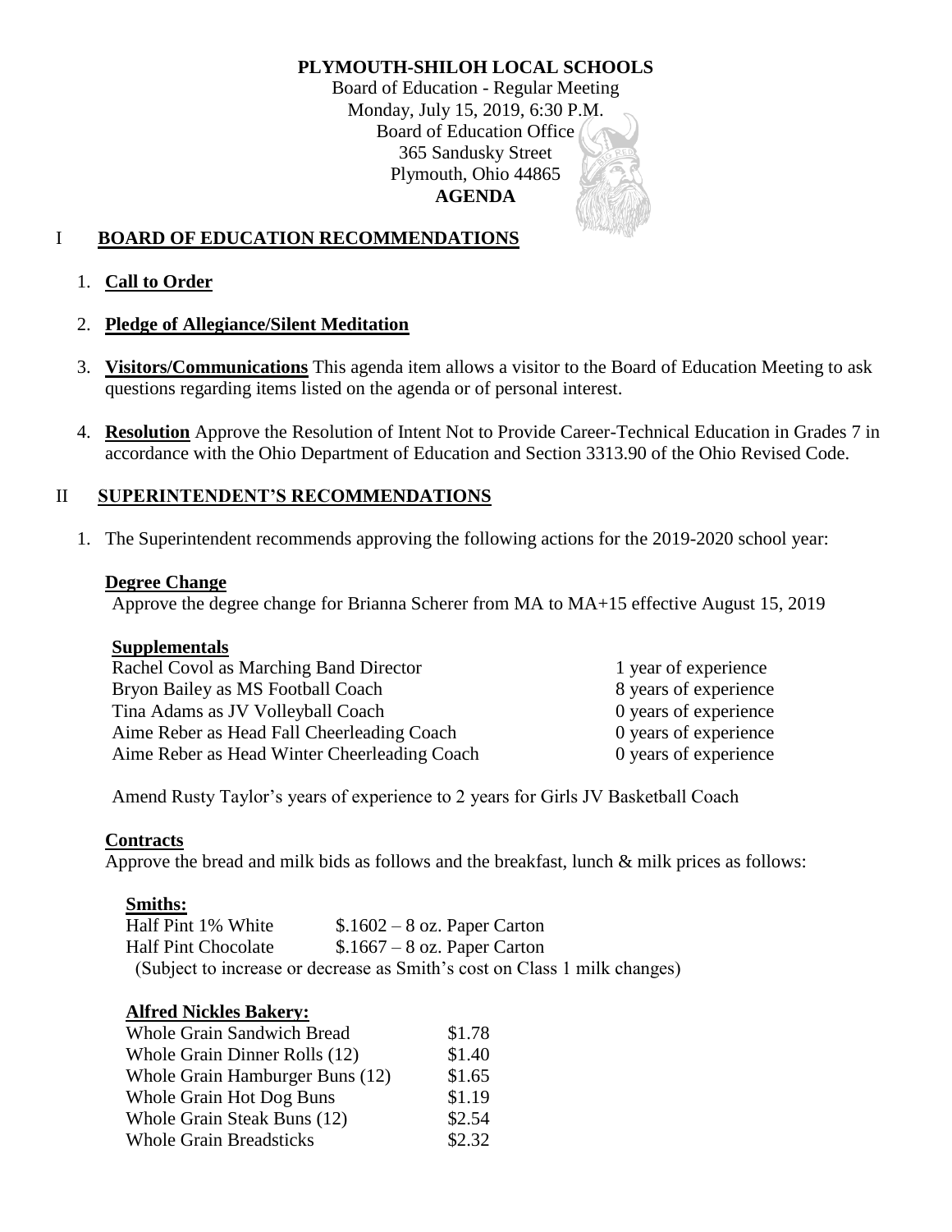# PLYMOUTH-SHILOH LOCAL SCHOOLS

Board of Education - Regular Meeting
Monday, July 15, 2019, 6:30 P.M.
Board of Education Office
365 Sandusky Street
Plymouth, Ohio 44865
**AGENDA**

## I BOARD OF EDUCATION RECOMMENDATIONS

1. **Call to Order**
2. **Pledge of Allegiance/Silent Meditation**
3. **Visitors/Communications** This agenda item allows a visitor to the Board of Education Meeting to ask questions regarding items listed on the agenda or of personal interest.
4. **Resolution** Approve the Resolution of Intent Not to Provide Career-Technical Education in Grades 7 in accordance with the Ohio Department of Education and Section 3313.90 of the Ohio Revised Code.

## II SUPERINTENDENT'S RECOMMENDATIONS

1. The Superintendent recommends approving the following actions for the 2019-2020 school year:

### Degree Change

Approve the degree change for Brianna Scherer from MA to MA+15 effective August 15, 2019

### Supplementals

| | |
|---|---|
| Rachel Covol as Marching Band Director | 1 year of experience |
| Bryon Bailey as MS Football Coach | 8 years of experience |
| Tina Adams as JV Volleyball Coach | 0 years of experience |
| Aime Reber as Head Fall Cheerleading Coach | 0 years of experience |
| Aime Reber as Head Winter Cheerleading Coach | 0 years of experience |

Amend Rusty Taylor's years of experience to 2 years for Girls JV Basketball Coach

### Contracts

Approve the bread and milk bids as follows and the breakfast, lunch & milk prices as follows:

**Smiths:**

| | |
|---|---|
| Half Pint 1% White | $.1602 – 8 oz. Paper Carton |
| Half Pint Chocolate | $.1667 – 8 oz. Paper Carton |

(Subject to increase or decrease as Smith's cost on Class 1 milk changes)

**Alfred Nickles Bakery:**

| | |
|---|---|
| Whole Grain Sandwich Bread | $1.78 |
| Whole Grain Dinner Rolls (12) | $1.40 |
| Whole Grain Hamburger Buns (12) | $1.65 |
| Whole Grain Hot Dog Buns | $1.19 |
| Whole Grain Steak Buns (12) | $2.54 |
| Whole Grain Breadsticks | $2.32 |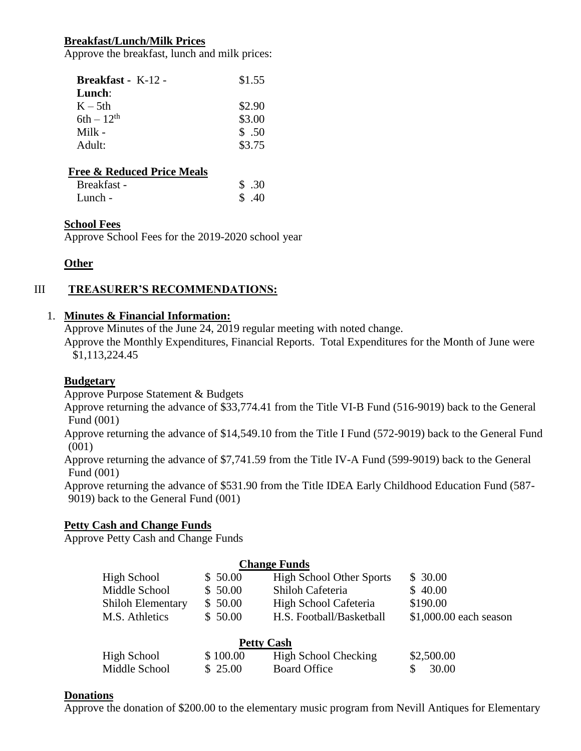**Breakfast/Lunch/Milk Prices**

Approve the breakfast, lunch and milk prices:

| | |
|---|---|
| **Breakfast -** K-12 - | $1.55 |
| **Lunch**: | |
| K – 5th | $2.90 |
| 6th – 12th | $3.00 |
| Milk - | $ .50 |
| Adult: | $3.75 |

**Free & Reduced Price Meals**

| | |
|---|---|
| Breakfast - | $ .30 |
| Lunch - | $ .40 |

**School Fees**

Approve School Fees for the 2019-2020 school year

**Other**

## III TREASURER'S RECOMMENDATIONS:

1. **Minutes & Financial Information:**

   Approve Minutes of the June 24, 2019 regular meeting with noted change.

   Approve the Monthly Expenditures, Financial Reports. Total Expenditures for the Month of June were $1,113,224.45

**Budgetary**

Approve Purpose Statement & Budgets

Approve returning the advance of $33,774.41 from the Title VI-B Fund (516-9019) back to the General Fund (001)

Approve returning the advance of $14,549.10 from the Title I Fund (572-9019) back to the General Fund (001)

Approve returning the advance of $7,741.59 from the Title IV-A Fund (599-9019) back to the General Fund (001)

Approve returning the advance of $531.90 from the Title IDEA Early Childhood Education Fund (587-9019) back to the General Fund (001)

**Petty Cash and Change Funds**

Approve Petty Cash and Change Funds

**Change Funds**

| | | | |
|---|---|---|---|
| High School | $ 50.00 | High School Other Sports | $ 30.00 |
| Middle School | $ 50.00 | Shiloh Cafeteria | $ 40.00 |
| Shiloh Elementary | $ 50.00 | High School Cafeteria | $190.00 |
| M.S. Athletics | $ 50.00 | H.S. Football/Basketball | $1,000.00 each season |

**Petty Cash**

| | | | |
|---|---|---|---|
| High School | $ 100.00 | High School Checking | $2,500.00 |
| Middle School | $ 25.00 | Board Office | $ 30.00 |

**Donations**

Approve the donation of $200.00 to the elementary music program from Nevill Antiques for Elementary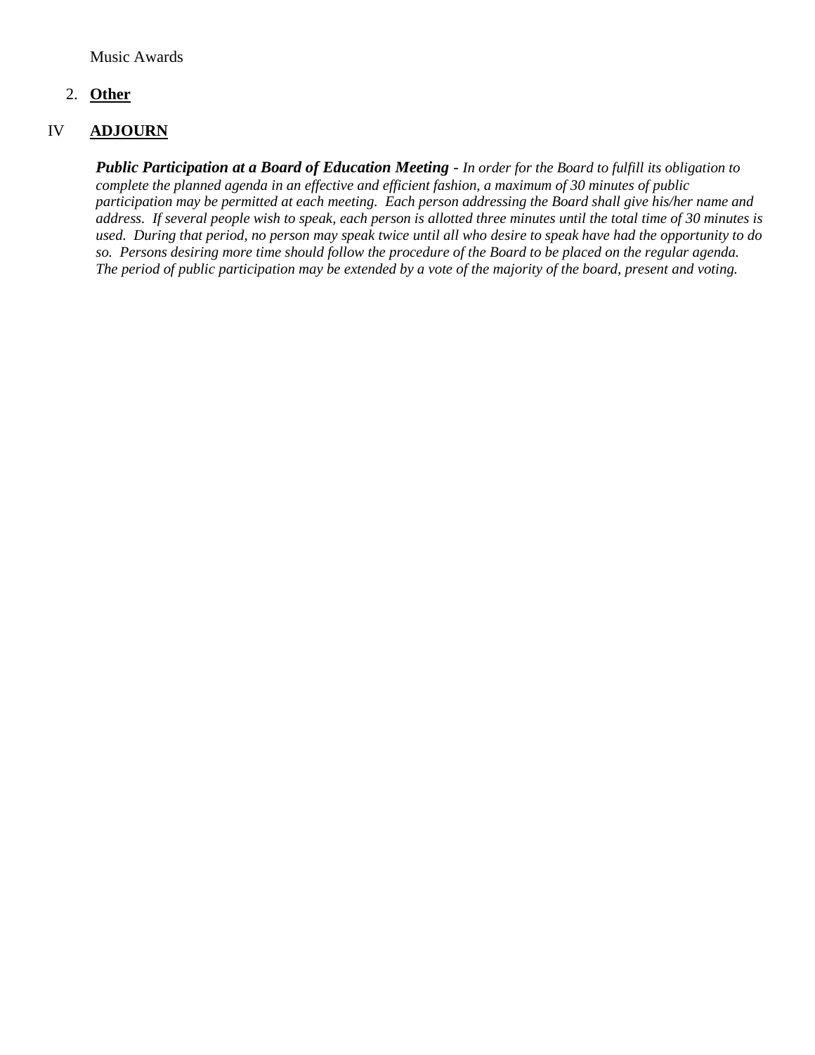Music Awards

2. **Other**

IV **ADJOURN**

***Public Participation at a Board of Education Meeting*** - *In order for the Board to fulfill its obligation to complete the planned agenda in an effective and efficient fashion, a maximum of 30 minutes of public participation may be permitted at each meeting. Each person addressing the Board shall give his/her name and address. If several people wish to speak, each person is allotted three minutes until the total time of 30 minutes is used. During that period, no person may speak twice until all who desire to speak have had the opportunity to do so. Persons desiring more time should follow the procedure of the Board to be placed on the regular agenda. The period of public participation may be extended by a vote of the majority of the board, present and voting.*